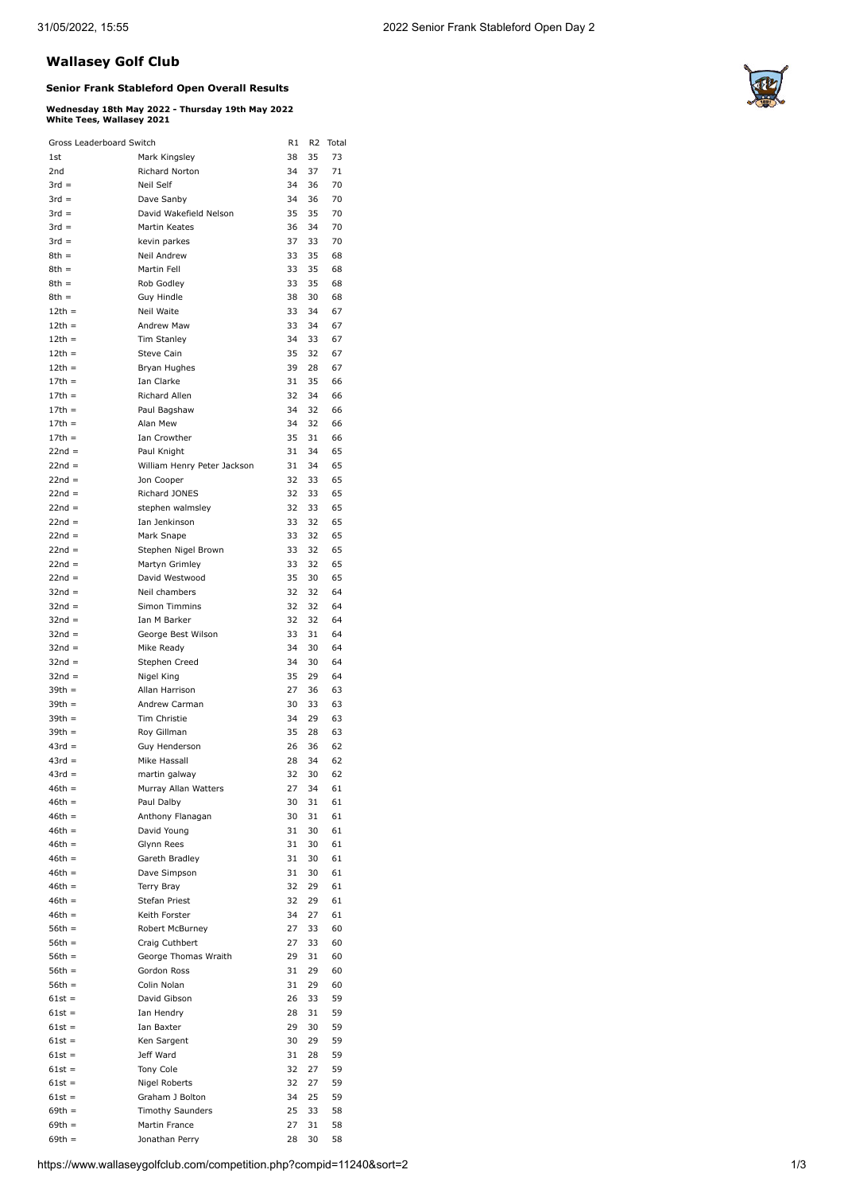# Wallasey Golf Club

### Senior Frank Stableford Open Overall Results

**Wednesday 18th May 2022 - Thursday 19th May 2022**
**White Tees, Wallasey 2021**

| Gross Leaderboard Switch | | R1 | R2 | Total |
|---|---|---|---|---|
| 1st | Mark Kingsley | 38 | 35 | 73 |
| 2nd | Richard Norton | 34 | 37 | 71 |
| 3rd = | Neil Self | 34 | 36 | 70 |
| 3rd = | Dave Sanby | 34 | 36 | 70 |
| 3rd = | David Wakefield Nelson | 35 | 35 | 70 |
| 3rd = | Martin Keates | 36 | 34 | 70 |
| 3rd = | kevin parkes | 37 | 33 | 70 |
| 8th = | Neil Andrew | 33 | 35 | 68 |
| 8th = | Martin Fell | 33 | 35 | 68 |
| 8th = | Rob Godley | 33 | 35 | 68 |
| 8th = | Guy Hindle | 38 | 30 | 68 |
| 12th = | Neil Waite | 33 | 34 | 67 |
| 12th = | Andrew Maw | 33 | 34 | 67 |
| 12th = | Tim Stanley | 34 | 33 | 67 |
| 12th = | Steve Cain | 35 | 32 | 67 |
| 12th = | Bryan Hughes | 39 | 28 | 67 |
| 17th = | Ian Clarke | 31 | 35 | 66 |
| 17th = | Richard Allen | 32 | 34 | 66 |
| 17th = | Paul Bagshaw | 34 | 32 | 66 |
| 17th = | Alan Mew | 34 | 32 | 66 |
| 17th = | Ian Crowther | 35 | 31 | 66 |
| 22nd = | Paul Knight | 31 | 34 | 65 |
| 22nd = | William Henry Peter Jackson | 31 | 34 | 65 |
| 22nd = | Jon Cooper | 32 | 33 | 65 |
| 22nd = | Richard JONES | 32 | 33 | 65 |
| 22nd = | stephen walmsley | 32 | 33 | 65 |
| 22nd = | Ian Jenkinson | 33 | 32 | 65 |
| 22nd = | Mark Snape | 33 | 32 | 65 |
| 22nd = | Stephen Nigel Brown | 33 | 32 | 65 |
| 22nd = | Martyn Grimley | 33 | 32 | 65 |
| 22nd = | David Westwood | 35 | 30 | 65 |
| 32nd = | Neil chambers | 32 | 32 | 64 |
| 32nd = | Simon Timmins | 32 | 32 | 64 |
| 32nd = | Ian M Barker | 32 | 32 | 64 |
| 32nd = | George Best Wilson | 33 | 31 | 64 |
| 32nd = | Mike Ready | 34 | 30 | 64 |
| 32nd = | Stephen Creed | 34 | 30 | 64 |
| 32nd = | Nigel King | 35 | 29 | 64 |
| 39th = | Allan Harrison | 27 | 36 | 63 |
| 39th = | Andrew Carman | 30 | 33 | 63 |
| 39th = | Tim Christie | 34 | 29 | 63 |
| 39th = | Roy Gillman | 35 | 28 | 63 |
| 43rd = | Guy Henderson | 26 | 36 | 62 |
| 43rd = | Mike Hassall | 28 | 34 | 62 |
| 43rd = | martin galway | 32 | 30 | 62 |
| 46th = | Murray Allan Watters | 27 | 34 | 61 |
| 46th = | Paul Dalby | 30 | 31 | 61 |
| 46th = | Anthony Flanagan | 30 | 31 | 61 |
| 46th = | David Young | 31 | 30 | 61 |
| 46th = | Glynn Rees | 31 | 30 | 61 |
| 46th = | Gareth Bradley | 31 | 30 | 61 |
| 46th = | Dave Simpson | 31 | 30 | 61 |
| 46th = | Terry Bray | 32 | 29 | 61 |
| 46th = | Stefan Priest | 32 | 29 | 61 |
| 46th = | Keith Forster | 34 | 27 | 61 |
| 56th = | Robert McBurney | 27 | 33 | 60 |
| 56th = | Craig Cuthbert | 27 | 33 | 60 |
| 56th = | George Thomas Wraith | 29 | 31 | 60 |
| 56th = | Gordon Ross | 31 | 29 | 60 |
| 56th = | Colin Nolan | 31 | 29 | 60 |
| 61st = | David Gibson | 26 | 33 | 59 |
| 61st = | Ian Hendry | 28 | 31 | 59 |
| 61st = | Ian Baxter | 29 | 30 | 59 |
| 61st = | Ken Sargent | 30 | 29 | 59 |
| 61st = | Jeff Ward | 31 | 28 | 59 |
| 61st = | Tony Cole | 32 | 27 | 59 |
| 61st = | Nigel Roberts | 32 | 27 | 59 |
| 61st = | Graham J Bolton | 34 | 25 | 59 |
| 69th = | Timothy Saunders | 25 | 33 | 58 |
| 69th = | Martin France | 27 | 31 | 58 |
| 69th = | Jonathan Perry | 28 | 30 | 58 |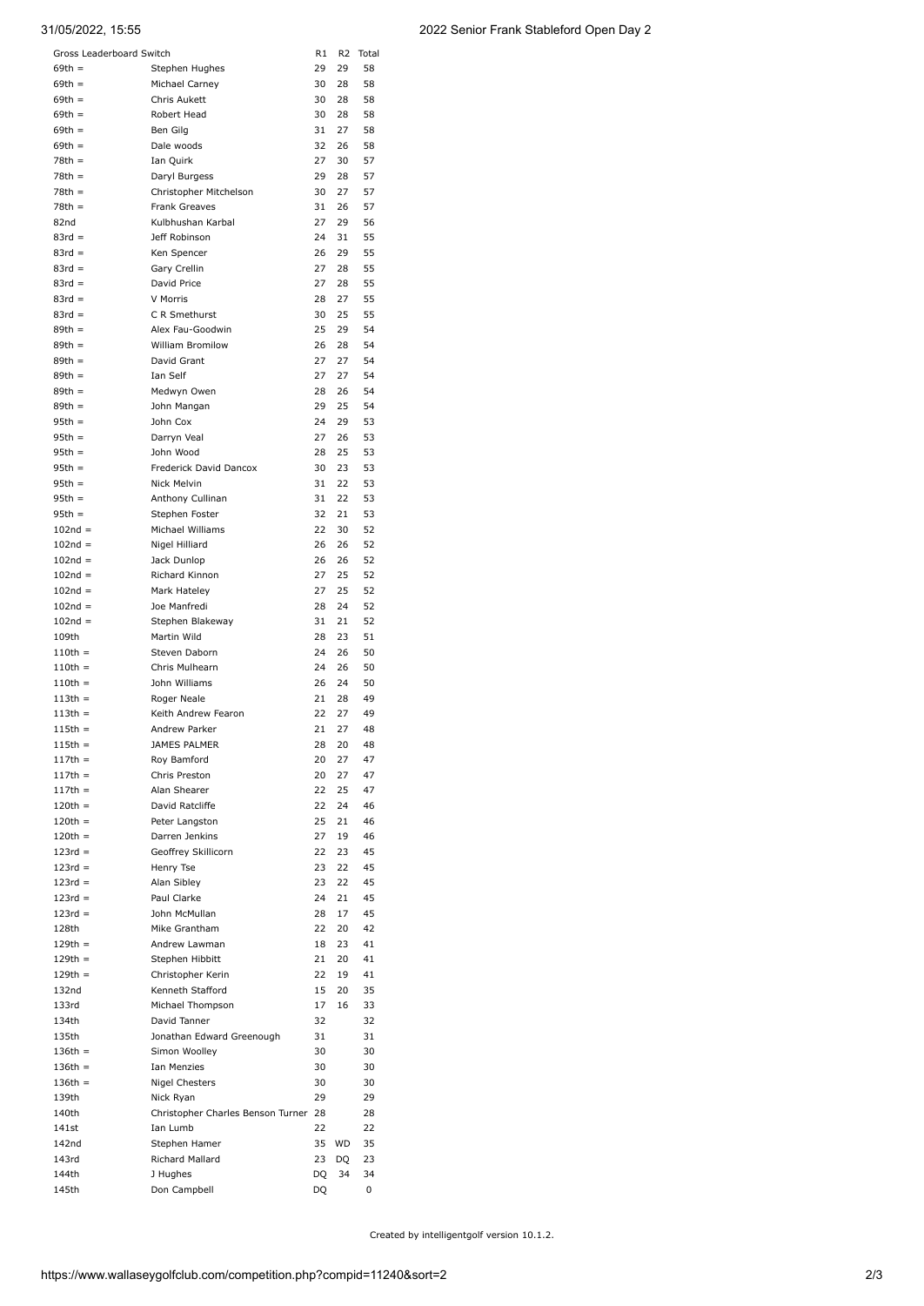| Gross Leaderboard Switch | | R1 | R2 | Total |
|---|---|---|---|---|
| 69th = | Stephen Hughes | 29 | 29 | 58 |
| 69th = | Michael Carney | 30 | 28 | 58 |
| 69th = | Chris Aukett | 30 | 28 | 58 |
| 69th = | Robert Head | 30 | 28 | 58 |
| 69th = | Ben Gilg | 31 | 27 | 58 |
| 69th = | Dale woods | 32 | 26 | 58 |
| 78th = | Ian Quirk | 27 | 30 | 57 |
| 78th = | Daryl Burgess | 29 | 28 | 57 |
| 78th = | Christopher Mitchelson | 30 | 27 | 57 |
| 78th = | Frank Greaves | 31 | 26 | 57 |
| 82nd | Kulbhushan Karbal | 27 | 29 | 56 |
| 83rd = | Jeff Robinson | 24 | 31 | 55 |
| 83rd = | Ken Spencer | 26 | 29 | 55 |
| 83rd = | Gary Crellin | 27 | 28 | 55 |
| 83rd = | David Price | 27 | 28 | 55 |
| 83rd = | V Morris | 28 | 27 | 55 |
| 83rd = | C R Smethurst | 30 | 25 | 55 |
| 89th = | Alex Fau-Goodwin | 25 | 29 | 54 |
| 89th = | William Bromilow | 26 | 28 | 54 |
| 89th = | David Grant | 27 | 27 | 54 |
| 89th = | Ian Self | 27 | 27 | 54 |
| 89th = | Medwyn Owen | 28 | 26 | 54 |
| 89th = | John Mangan | 29 | 25 | 54 |
| 95th = | John Cox | 24 | 29 | 53 |
| 95th = | Darryn Veal | 27 | 26 | 53 |
| 95th = | John Wood | 28 | 25 | 53 |
| 95th = | Frederick David Dancox | 30 | 23 | 53 |
| 95th = | Nick Melvin | 31 | 22 | 53 |
| 95th = | Anthony Cullinan | 31 | 22 | 53 |
| 95th = | Stephen Foster | 32 | 21 | 53 |
| 102nd = | Michael Williams | 22 | 30 | 52 |
| 102nd = | Nigel Hilliard | 26 | 26 | 52 |
| 102nd = | Jack Dunlop | 26 | 26 | 52 |
| 102nd = | Richard Kinnon | 27 | 25 | 52 |
| 102nd = | Mark Hateley | 27 | 25 | 52 |
| 102nd = | Joe Manfredi | 28 | 24 | 52 |
| 102nd = | Stephen Blakeway | 31 | 21 | 52 |
| 109th | Martin Wild | 28 | 23 | 51 |
| 110th = | Steven Daborn | 24 | 26 | 50 |
| 110th = | Chris Mulhearn | 24 | 26 | 50 |
| 110th = | John Williams | 26 | 24 | 50 |
| 113th = | Roger Neale | 21 | 28 | 49 |
| 113th = | Keith Andrew Fearon | 22 | 27 | 49 |
| 115th = | Andrew Parker | 21 | 27 | 48 |
| 115th = | JAMES PALMER | 28 | 20 | 48 |
| 117th = | Roy Bamford | 20 | 27 | 47 |
| 117th = | Chris Preston | 20 | 27 | 47 |
| 117th = | Alan Shearer | 22 | 25 | 47 |
| 120th = | David Ratcliffe | 22 | 24 | 46 |
| 120th = | Peter Langston | 25 | 21 | 46 |
| 120th = | Darren Jenkins | 27 | 19 | 46 |
| 123rd = | Geoffrey Skillicorn | 22 | 23 | 45 |
| 123rd = | Henry Tse | 23 | 22 | 45 |
| 123rd = | Alan Sibley | 23 | 22 | 45 |
| 123rd = | Paul Clarke | 24 | 21 | 45 |
| 123rd = | John McMullan | 28 | 17 | 45 |
| 128th | Mike Grantham | 22 | 20 | 42 |
| 129th = | Andrew Lawman | 18 | 23 | 41 |
| 129th = | Stephen Hibbitt | 21 | 20 | 41 |
| 129th = | Christopher Kerin | 22 | 19 | 41 |
| 132nd | Kenneth Stafford | 15 | 20 | 35 |
| 133rd | Michael Thompson | 17 | 16 | 33 |
| 134th | David Tanner | 32 | | 32 |
| 135th | Jonathan Edward Greenough | 31 | | 31 |
| 136th = | Simon Woolley | 30 | | 30 |
| 136th = | Ian Menzies | 30 | | 30 |
| 136th = | Nigel Chesters | 30 | | 30 |
| 139th | Nick Ryan | 29 | | 29 |
| 140th | Christopher Charles Benson Turner | 28 | | 28 |
| 141st | Ian Lumb | 22 | | 22 |
| 142nd | Stephen Hamer | 35 | WD | 35 |
| 143rd | Richard Mallard | 23 | DQ | 23 |
| 144th | J Hughes | DQ | 34 | 34 |
| 145th | Don Campbell | DQ | | 0 |

Created by intelligentgolf version 10.1.2.